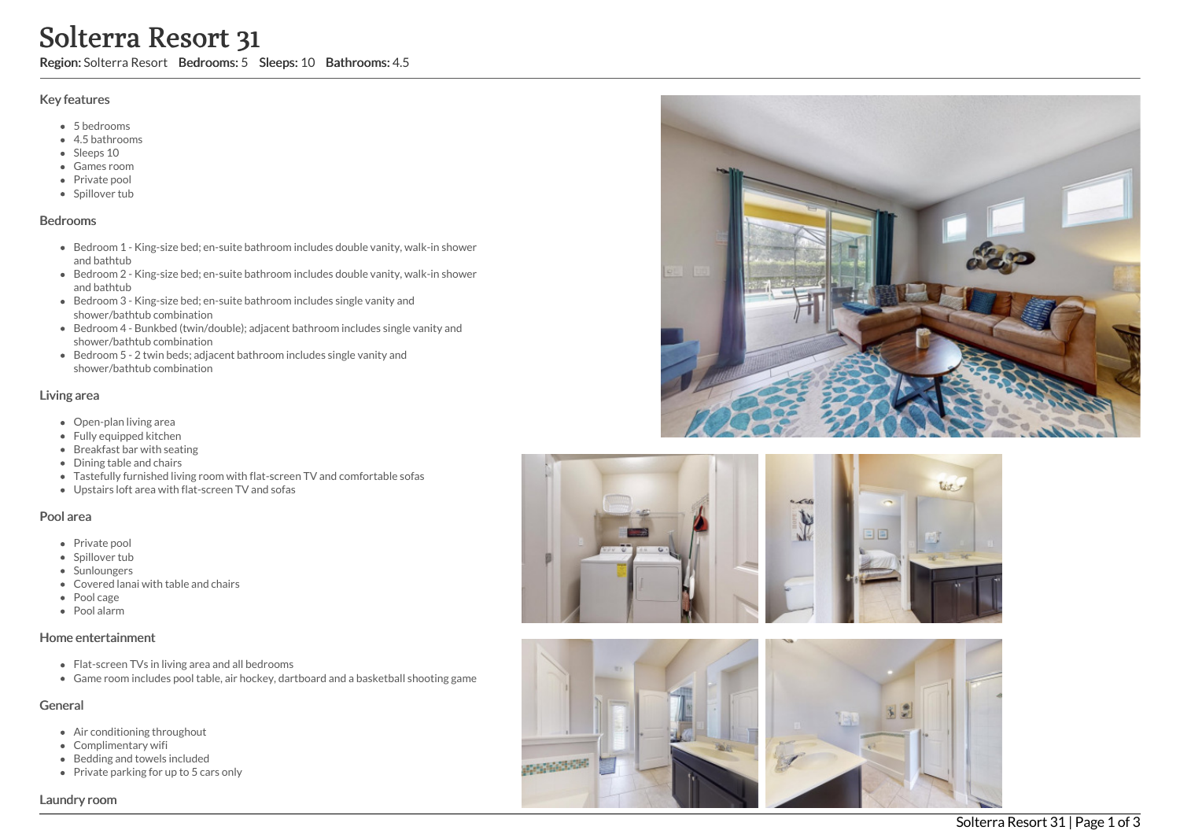# Solterra Resort 31

**Region:** Solterra Resort **Bedrooms:** 5 **Sleeps:** 10 **Bathrooms:** 4.5

## Key features

- 5 bedrooms
- 4.5 bathrooms
- Sleeps 10
- Games room
- Private pool
- Spillover tub

## Bedrooms

- Bedroom 1 - King-size bed; en-suite bathroom includes double vanity, walk-in shower and bathtub
- Bedroom 2 - King-size bed; en-suite bathroom includes double vanity, walk-in shower and bathtub
- Bedroom 3 - King-size bed; en-suite bathroom includes single vanity and shower/bathtub combination
- Bedroom 4 - Bunkbed (twin/double); adjacent bathroom includes single vanity and shower/bathtub combination
- Bedroom 5 - 2 twin beds; adjacent bathroom includes single vanity and shower/bathtub combination

## Living area

- Open-plan living area
- Fully equipped kitchen
- Breakfast bar with seating
- Dining table and chairs
- Tastefully furnished living room with flat-screen TV and comfortable sofas
- Upstairs loft area with flat-screen TV and sofas

## Pool area

- Private pool
- Spillover tub
- Sunloungers
- Covered lanai with table and chairs
- Pool cage
- Pool alarm

## Home entertainment

- Flat-screen TVs in living area and all bedrooms
- Game room includes pool table, air hockey, dartboard and a basketball shooting game

## General

- Air conditioning throughout
- Complimentary wifi
- Bedding and towels included
- Private parking for up to 5 cars only

## Laundry room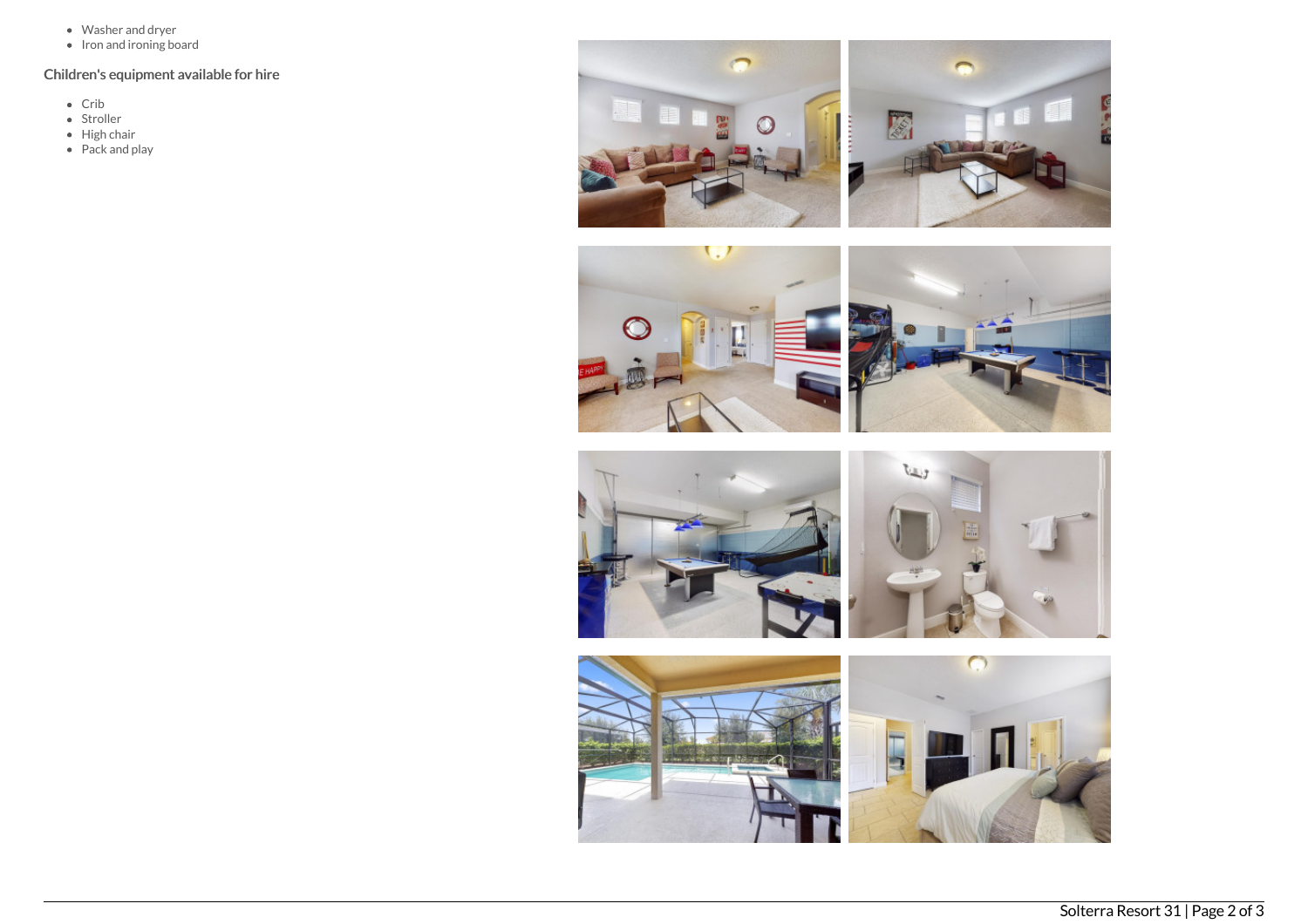- Washer and dryer
- Iron and ironing board

### Children's equipment available for hire

- Crib
- Stroller
- High chair
- Pack and play